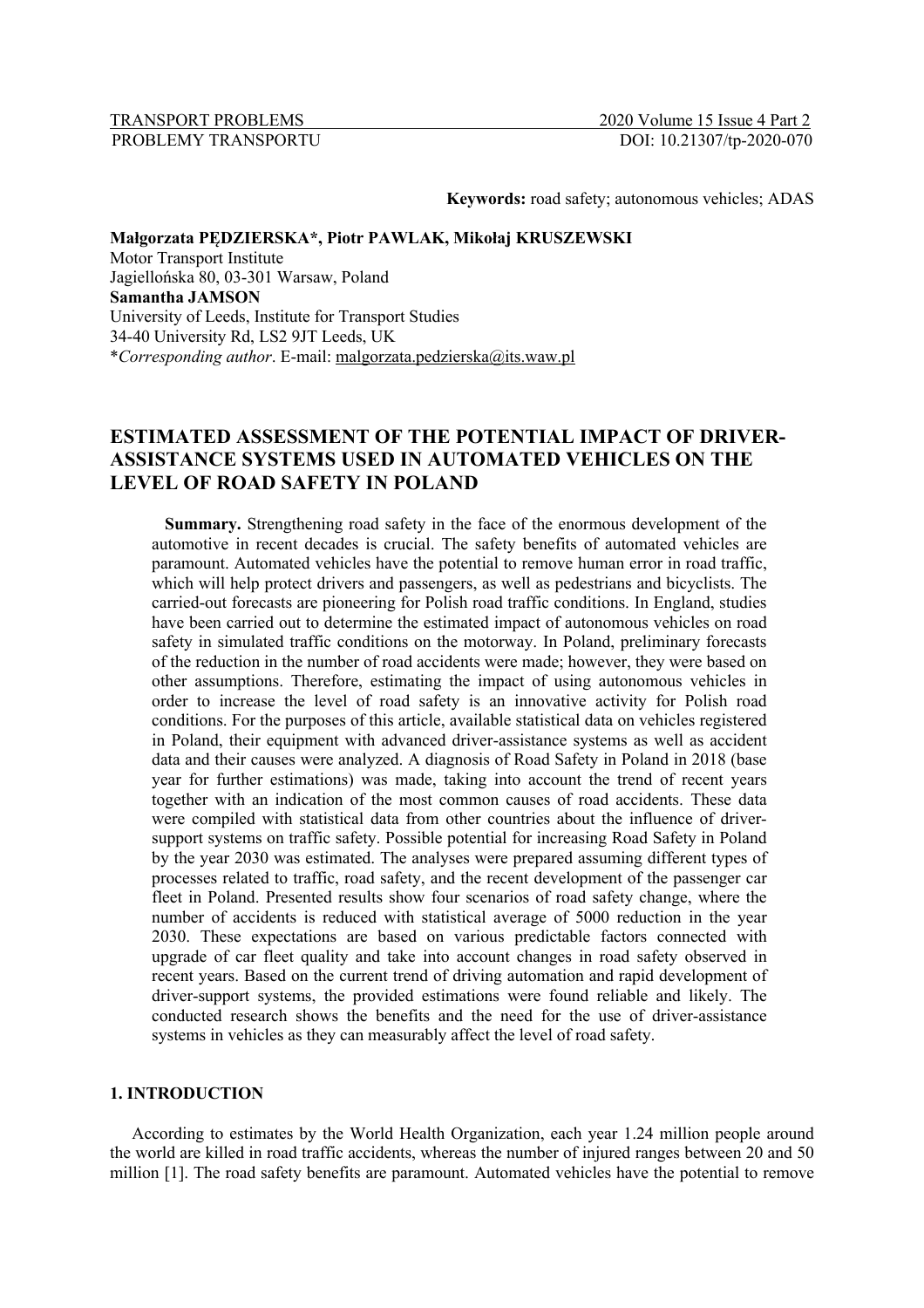TRANSPORT PROBLEMS 2020 Volume 15 Issue 4 Part 2
PROBLEMY TRANSPORTU DOI: 10.21307/tp-2020-070

**Keywords:** road safety; autonomous vehicles; ADAS

**Małgorzata PĘDZIERSKA*, Piotr PAWLAK, Mikołaj KRUSZEWSKI**
Motor Transport Institute
Jagiellońska 80, 03-301 Warsaw, Poland
**Samantha JAMSON**
University of Leeds, Institute for Transport Studies
34-40 University Rd, LS2 9JT Leeds, UK
**Corresponding author*. E-mail: malgorzata.pedzierska@its.waw.pl

# ESTIMATED ASSESSMENT OF THE POTENTIAL IMPACT OF DRIVER-ASSISTANCE SYSTEMS USED IN AUTOMATED VEHICLES ON THE LEVEL OF ROAD SAFETY IN POLAND

**Summary.** Strengthening road safety in the face of the enormous development of the automotive in recent decades is crucial. The safety benefits of automated vehicles are paramount. Automated vehicles have the potential to remove human error in road traffic, which will help protect drivers and passengers, as well as pedestrians and bicyclists. The carried-out forecasts are pioneering for Polish road traffic conditions. In England, studies have been carried out to determine the estimated impact of autonomous vehicles on road safety in simulated traffic conditions on the motorway. In Poland, preliminary forecasts of the reduction in the number of road accidents were made; however, they were based on other assumptions. Therefore, estimating the impact of using autonomous vehicles in order to increase the level of road safety is an innovative activity for Polish road conditions. For the purposes of this article, available statistical data on vehicles registered in Poland, their equipment with advanced driver-assistance systems as well as accident data and their causes were analyzed. A diagnosis of Road Safety in Poland in 2018 (base year for further estimations) was made, taking into account the trend of recent years together with an indication of the most common causes of road accidents. These data were compiled with statistical data from other countries about the influence of driver-support systems on traffic safety. Possible potential for increasing Road Safety in Poland by the year 2030 was estimated. The analyses were prepared assuming different types of processes related to traffic, road safety, and the recent development of the passenger car fleet in Poland. Presented results show four scenarios of road safety change, where the number of accidents is reduced with statistical average of 5000 reduction in the year 2030. These expectations are based on various predictable factors connected with upgrade of car fleet quality and take into account changes in road safety observed in recent years. Based on the current trend of driving automation and rapid development of driver-support systems, the provided estimations were found reliable and likely. The conducted research shows the benefits and the need for the use of driver-assistance systems in vehicles as they can measurably affect the level of road safety.

## 1. INTRODUCTION

According to estimates by the World Health Organization, each year 1.24 million people around the world are killed in road traffic accidents, whereas the number of injured ranges between 20 and 50 million [1]. The road safety benefits are paramount. Automated vehicles have the potential to remove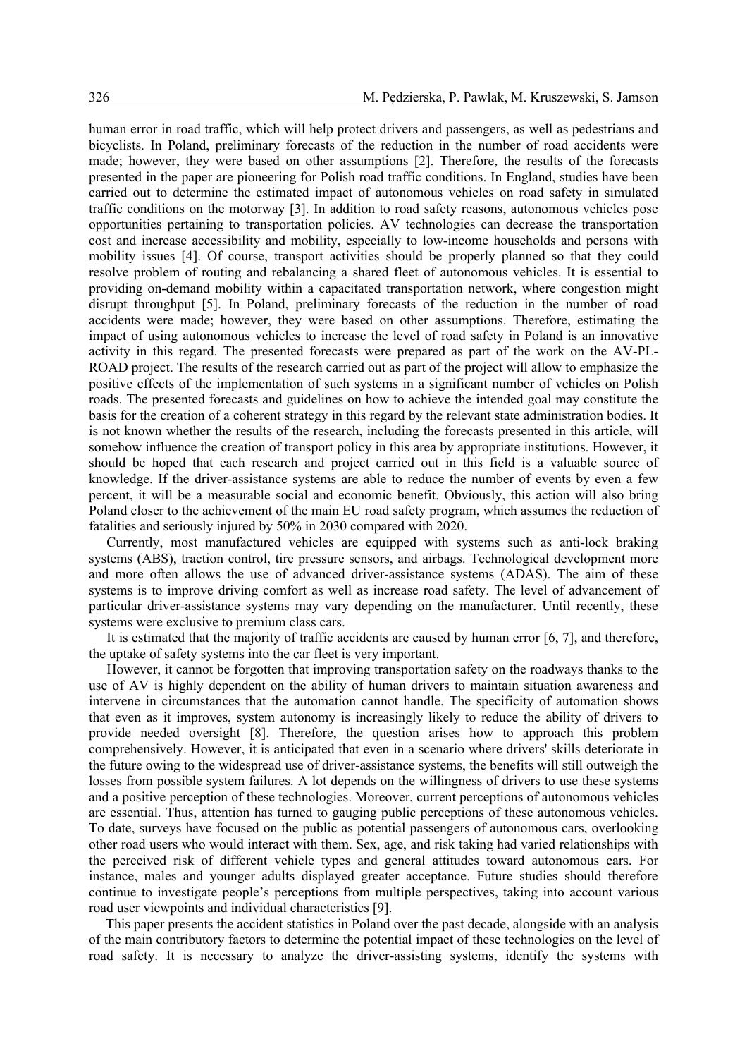human error in road traffic, which will help protect drivers and passengers, as well as pedestrians and bicyclists. In Poland, preliminary forecasts of the reduction in the number of road accidents were made; however, they were based on other assumptions [2]. Therefore, the results of the forecasts presented in the paper are pioneering for Polish road traffic conditions. In England, studies have been carried out to determine the estimated impact of autonomous vehicles on road safety in simulated traffic conditions on the motorway [3]. In addition to road safety reasons, autonomous vehicles pose opportunities pertaining to transportation policies. AV technologies can decrease the transportation cost and increase accessibility and mobility, especially to low-income households and persons with mobility issues [4]. Of course, transport activities should be properly planned so that they could resolve problem of routing and rebalancing a shared fleet of autonomous vehicles. It is essential to providing on-demand mobility within a capacitated transportation network, where congestion might disrupt throughput [5]. In Poland, preliminary forecasts of the reduction in the number of road accidents were made; however, they were based on other assumptions. Therefore, estimating the impact of using autonomous vehicles to increase the level of road safety in Poland is an innovative activity in this regard. The presented forecasts were prepared as part of the work on the AV-PL-ROAD project. The results of the research carried out as part of the project will allow to emphasize the positive effects of the implementation of such systems in a significant number of vehicles on Polish roads. The presented forecasts and guidelines on how to achieve the intended goal may constitute the basis for the creation of a coherent strategy in this regard by the relevant state administration bodies. It is not known whether the results of the research, including the forecasts presented in this article, will somehow influence the creation of transport policy in this area by appropriate institutions. However, it should be hoped that each research and project carried out in this field is a valuable source of knowledge. If the driver-assistance systems are able to reduce the number of events by even a few percent, it will be a measurable social and economic benefit. Obviously, this action will also bring Poland closer to the achievement of the main EU road safety program, which assumes the reduction of fatalities and seriously injured by 50% in 2030 compared with 2020.

Currently, most manufactured vehicles are equipped with systems such as anti-lock braking systems (ABS), traction control, tire pressure sensors, and airbags. Technological development more and more often allows the use of advanced driver-assistance systems (ADAS). The aim of these systems is to improve driving comfort as well as increase road safety. The level of advancement of particular driver-assistance systems may vary depending on the manufacturer. Until recently, these systems were exclusive to premium class cars.

It is estimated that the majority of traffic accidents are caused by human error [6, 7], and therefore, the uptake of safety systems into the car fleet is very important.

However, it cannot be forgotten that improving transportation safety on the roadways thanks to the use of AV is highly dependent on the ability of human drivers to maintain situation awareness and intervene in circumstances that the automation cannot handle. The specificity of automation shows that even as it improves, system autonomy is increasingly likely to reduce the ability of drivers to provide needed oversight [8]. Therefore, the question arises how to approach this problem comprehensively. However, it is anticipated that even in a scenario where drivers' skills deteriorate in the future owing to the widespread use of driver-assistance systems, the benefits will still outweigh the losses from possible system failures. A lot depends on the willingness of drivers to use these systems and a positive perception of these technologies. Moreover, current perceptions of autonomous vehicles are essential. Thus, attention has turned to gauging public perceptions of these autonomous vehicles. To date, surveys have focused on the public as potential passengers of autonomous cars, overlooking other road users who would interact with them. Sex, age, and risk taking had varied relationships with the perceived risk of different vehicle types and general attitudes toward autonomous cars. For instance, males and younger adults displayed greater acceptance. Future studies should therefore continue to investigate people's perceptions from multiple perspectives, taking into account various road user viewpoints and individual characteristics [9].

This paper presents the accident statistics in Poland over the past decade, alongside with an analysis of the main contributory factors to determine the potential impact of these technologies on the level of road safety. It is necessary to analyze the driver-assisting systems, identify the systems with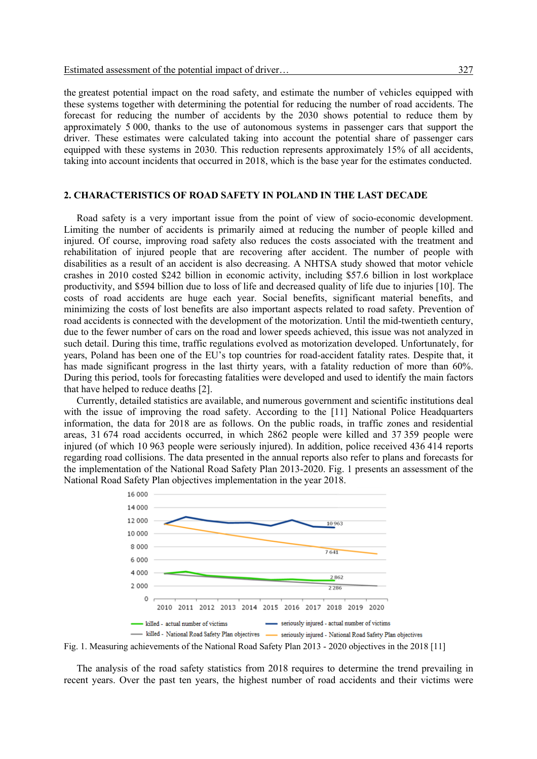the greatest potential impact on the road safety, and estimate the number of vehicles equipped with these systems together with determining the potential for reducing the number of road accidents. The forecast for reducing the number of accidents by the 2030 shows potential to reduce them by approximately 5 000, thanks to the use of autonomous systems in passenger cars that support the driver. These estimates were calculated taking into account the potential share of passenger cars equipped with these systems in 2030. This reduction represents approximately 15% of all accidents, taking into account incidents that occurred in 2018, which is the base year for the estimates conducted.

## 2. CHARACTERISTICS OF ROAD SAFETY IN POLAND IN THE LAST DECADE

Road safety is a very important issue from the point of view of socio-economic development. Limiting the number of accidents is primarily aimed at reducing the number of people killed and injured. Of course, improving road safety also reduces the costs associated with the treatment and rehabilitation of injured people that are recovering after accident. The number of people with disabilities as a result of an accident is also decreasing. A NHTSA study showed that motor vehicle crashes in 2010 costed $242 billion in economic activity, including $57.6 billion in lost workplace productivity, and $594 billion due to loss of life and decreased quality of life due to injuries [10]. The costs of road accidents are huge each year. Social benefits, significant material benefits, and minimizing the costs of lost benefits are also important aspects related to road safety. Prevention of road accidents is connected with the development of the motorization. Until the mid-twentieth century, due to the fewer number of cars on the road and lower speeds achieved, this issue was not analyzed in such detail. During this time, traffic regulations evolved as motorization developed. Unfortunately, for years, Poland has been one of the EU's top countries for road-accident fatality rates. Despite that, it has made significant progress in the last thirty years, with a fatality reduction of more than 60%. During this period, tools for forecasting fatalities were developed and used to identify the main factors that have helped to reduce deaths [2].

Currently, detailed statistics are available, and numerous government and scientific institutions deal with the issue of improving the road safety. According to the [11] National Police Headquarters information, the data for 2018 are as follows. On the public roads, in traffic zones and residential areas, 31 674 road accidents occurred, in which 2862 people were killed and 37 359 people were injured (of which 10 963 people were seriously injured). In addition, police received 436 414 reports regarding road collisions. The data presented in the annual reports also refer to plans and forecasts for the implementation of the National Road Safety Plan 2013-2020. Fig. 1 presents an assessment of the National Road Safety Plan objectives implementation in the year 2018.

Fig. 1. Measuring achievements of the National Road Safety Plan 2013 - 2020 objectives in the 2018 [11]

The analysis of the road safety statistics from 2018 requires to determine the trend prevailing in recent years. Over the past ten years, the highest number of road accidents and their victims were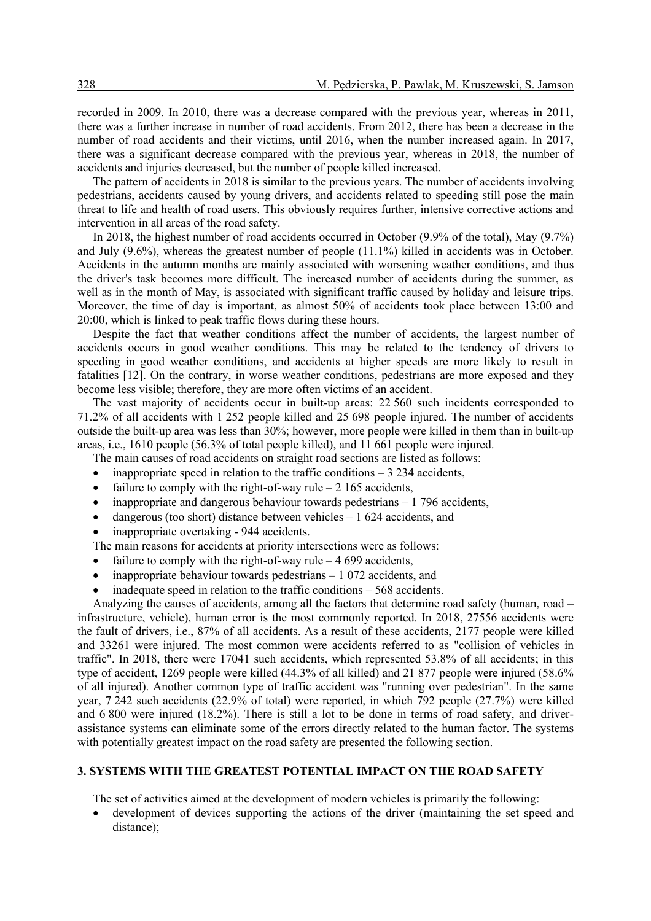recorded in 2009. In 2010, there was a decrease compared with the previous year, whereas in 2011, there was a further increase in number of road accidents. From 2012, there has been a decrease in the number of road accidents and their victims, until 2016, when the number increased again. In 2017, there was a significant decrease compared with the previous year, whereas in 2018, the number of accidents and injuries decreased, but the number of people killed increased.

The pattern of accidents in 2018 is similar to the previous years. The number of accidents involving pedestrians, accidents caused by young drivers, and accidents related to speeding still pose the main threat to life and health of road users. This obviously requires further, intensive corrective actions and intervention in all areas of the road safety.

In 2018, the highest number of road accidents occurred in October (9.9% of the total), May (9.7%) and July (9.6%), whereas the greatest number of people (11.1%) killed in accidents was in October. Accidents in the autumn months are mainly associated with worsening weather conditions, and thus the driver's task becomes more difficult. The increased number of accidents during the summer, as well as in the month of May, is associated with significant traffic caused by holiday and leisure trips. Moreover, the time of day is important, as almost 50% of accidents took place between 13:00 and 20:00, which is linked to peak traffic flows during these hours.

Despite the fact that weather conditions affect the number of accidents, the largest number of accidents occurs in good weather conditions. This may be related to the tendency of drivers to speeding in good weather conditions, and accidents at higher speeds are more likely to result in fatalities [12]. On the contrary, in worse weather conditions, pedestrians are more exposed and they become less visible; therefore, they are more often victims of an accident.

The vast majority of accidents occur in built-up areas: 22 560 such incidents corresponded to 71.2% of all accidents with 1 252 people killed and 25 698 people injured. The number of accidents outside the built-up area was less than 30%; however, more people were killed in them than in built-up areas, i.e., 1610 people (56.3% of total people killed), and 11 661 people were injured.

The main causes of road accidents on straight road sections are listed as follows:

- inappropriate speed in relation to the traffic conditions – 3 234 accidents,
- failure to comply with the right-of-way rule – 2 165 accidents,
- inappropriate and dangerous behaviour towards pedestrians – 1 796 accidents,
- dangerous (too short) distance between vehicles – 1 624 accidents, and
- inappropriate overtaking - 944 accidents.

The main reasons for accidents at priority intersections were as follows:

- failure to comply with the right-of-way rule – 4 699 accidents,
- inappropriate behaviour towards pedestrians – 1 072 accidents, and
- inadequate speed in relation to the traffic conditions – 568 accidents.

Analyzing the causes of accidents, among all the factors that determine road safety (human, road – infrastructure, vehicle), human error is the most commonly reported. In 2018, 27556 accidents were the fault of drivers, i.e., 87% of all accidents. As a result of these accidents, 2177 people were killed and 33261 were injured. The most common were accidents referred to as "collision of vehicles in traffic". In 2018, there were 17041 such accidents, which represented 53.8% of all accidents; in this type of accident, 1269 people were killed (44.3% of all killed) and 21 877 people were injured (58.6% of all injured). Another common type of traffic accident was "running over pedestrian". In the same year, 7 242 such accidents (22.9% of total) were reported, in which 792 people (27.7%) were killed and 6 800 were injured (18.2%). There is still a lot to be done in terms of road safety, and driver-assistance systems can eliminate some of the errors directly related to the human factor. The systems with potentially greatest impact on the road safety are presented the following section.

## 3. SYSTEMS WITH THE GREATEST POTENTIAL IMPACT ON THE ROAD SAFETY

The set of activities aimed at the development of modern vehicles is primarily the following:

- development of devices supporting the actions of the driver (maintaining the set speed and distance);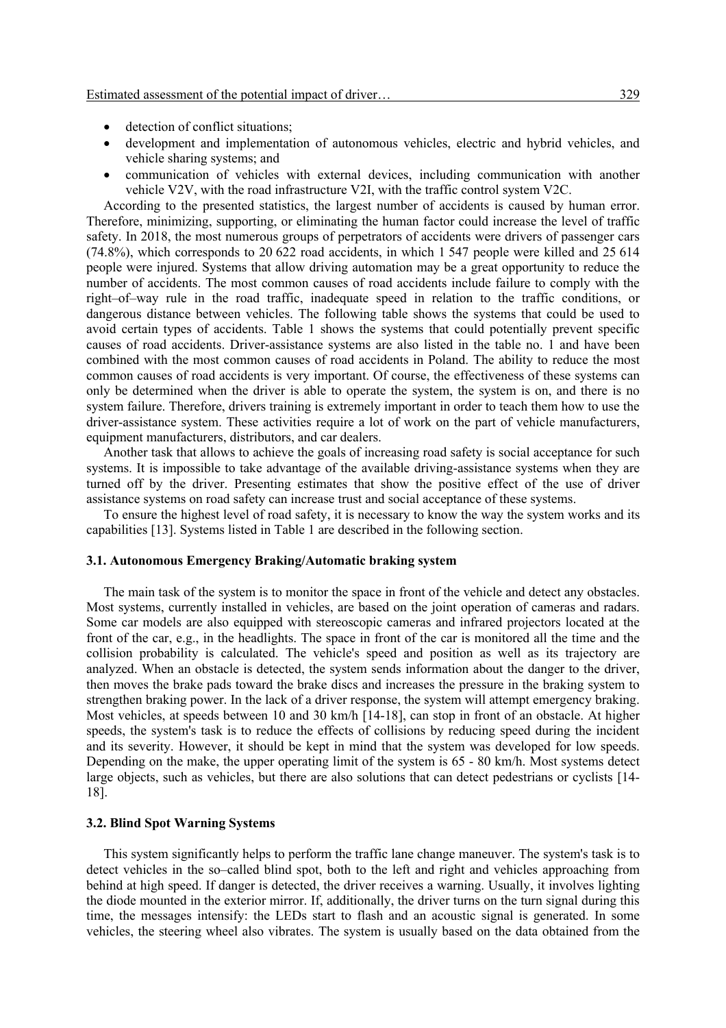- detection of conflict situations;
- development and implementation of autonomous vehicles, electric and hybrid vehicles, and vehicle sharing systems; and
- communication of vehicles with external devices, including communication with another vehicle V2V, with the road infrastructure V2I, with the traffic control system V2C.

According to the presented statistics, the largest number of accidents is caused by human error. Therefore, minimizing, supporting, or eliminating the human factor could increase the level of traffic safety. In 2018, the most numerous groups of perpetrators of accidents were drivers of passenger cars (74.8%), which corresponds to 20 622 road accidents, in which 1 547 people were killed and 25 614 people were injured. Systems that allow driving automation may be a great opportunity to reduce the number of accidents. The most common causes of road accidents include failure to comply with the right–of–way rule in the road traffic, inadequate speed in relation to the traffic conditions, or dangerous distance between vehicles. The following table shows the systems that could be used to avoid certain types of accidents. Table 1 shows the systems that could potentially prevent specific causes of road accidents. Driver-assistance systems are also listed in the table no. 1 and have been combined with the most common causes of road accidents in Poland. The ability to reduce the most common causes of road accidents is very important. Of course, the effectiveness of these systems can only be determined when the driver is able to operate the system, the system is on, and there is no system failure. Therefore, drivers training is extremely important in order to teach them how to use the driver-assistance system. These activities require a lot of work on the part of vehicle manufacturers, equipment manufacturers, distributors, and car dealers.

Another task that allows to achieve the goals of increasing road safety is social acceptance for such systems. It is impossible to take advantage of the available driving-assistance systems when they are turned off by the driver. Presenting estimates that show the positive effect of the use of driver assistance systems on road safety can increase trust and social acceptance of these systems.

To ensure the highest level of road safety, it is necessary to know the way the system works and its capabilities [13]. Systems listed in Table 1 are described in the following section.

### 3.1. Autonomous Emergency Braking/Automatic braking system

The main task of the system is to monitor the space in front of the vehicle and detect any obstacles. Most systems, currently installed in vehicles, are based on the joint operation of cameras and radars. Some car models are also equipped with stereoscopic cameras and infrared projectors located at the front of the car, e.g., in the headlights. The space in front of the car is monitored all the time and the collision probability is calculated. The vehicle's speed and position as well as its trajectory are analyzed. When an obstacle is detected, the system sends information about the danger to the driver, then moves the brake pads toward the brake discs and increases the pressure in the braking system to strengthen braking power. In the lack of a driver response, the system will attempt emergency braking. Most vehicles, at speeds between 10 and 30 km/h [14-18], can stop in front of an obstacle. At higher speeds, the system's task is to reduce the effects of collisions by reducing speed during the incident and its severity. However, it should be kept in mind that the system was developed for low speeds. Depending on the make, the upper operating limit of the system is 65 - 80 km/h. Most systems detect large objects, such as vehicles, but there are also solutions that can detect pedestrians or cyclists [14-18].

### 3.2. Blind Spot Warning Systems

This system significantly helps to perform the traffic lane change maneuver. The system's task is to detect vehicles in the so–called blind spot, both to the left and right and vehicles approaching from behind at high speed. If danger is detected, the driver receives a warning. Usually, it involves lighting the diode mounted in the exterior mirror. If, additionally, the driver turns on the turn signal during this time, the messages intensify: the LEDs start to flash and an acoustic signal is generated. In some vehicles, the steering wheel also vibrates. The system is usually based on the data obtained from the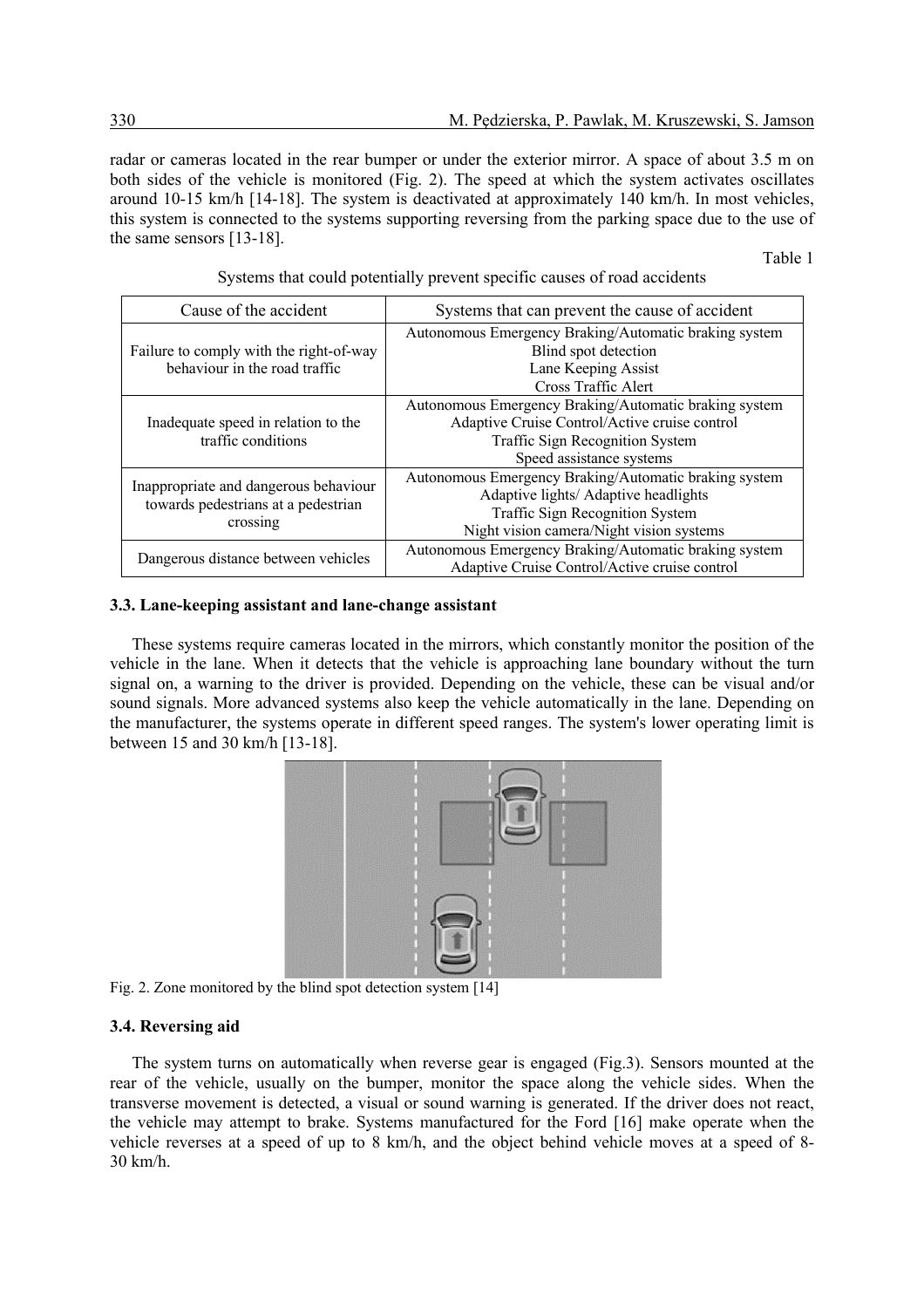radar or cameras located in the rear bumper or under the exterior mirror. A space of about 3.5 m on both sides of the vehicle is monitored (Fig. 2). The speed at which the system activates oscillates around 10-15 km/h [14-18]. The system is deactivated at approximately 140 km/h. In most vehicles, this system is connected to the systems supporting reversing from the parking space due to the use of the same sensors [13-18].

Table 1

Systems that could potentially prevent specific causes of road accidents

| Cause of the accident | Systems that can prevent the cause of accident |
|---|---|
| Failure to comply with the right-of-way behaviour in the road traffic | Autonomous Emergency Braking/Automatic braking system<br>Blind spot detection<br>Lane Keeping Assist<br>Cross Traffic Alert |
| Inadequate speed in relation to the traffic conditions | Autonomous Emergency Braking/Automatic braking system<br>Adaptive Cruise Control/Active cruise control<br>Traffic Sign Recognition System<br>Speed assistance systems |
| Inappropriate and dangerous behaviour towards pedestrians at a pedestrian crossing | Autonomous Emergency Braking/Automatic braking system<br>Adaptive lights/ Adaptive headlights<br>Traffic Sign Recognition System<br>Night vision camera/Night vision systems |
| Dangerous distance between vehicles | Autonomous Emergency Braking/Automatic braking system<br>Adaptive Cruise Control/Active cruise control |

### 3.3. Lane-keeping assistant and lane-change assistant

These systems require cameras located in the mirrors, which constantly monitor the position of the vehicle in the lane. When it detects that the vehicle is approaching lane boundary without the turn signal on, a warning to the driver is provided. Depending on the vehicle, these can be visual and/or sound signals. More advanced systems also keep the vehicle automatically in the lane. Depending on the manufacturer, the systems operate in different speed ranges. The system's lower operating limit is between 15 and 30 km/h [13-18].

Fig. 2. Zone monitored by the blind spot detection system [14]

### 3.4. Reversing aid

The system turns on automatically when reverse gear is engaged (Fig.3). Sensors mounted at the rear of the vehicle, usually on the bumper, monitor the space along the vehicle sides. When the transverse movement is detected, a visual or sound warning is generated. If the driver does not react, the vehicle may attempt to brake. Systems manufactured for the Ford [16] make operate when the vehicle reverses at a speed of up to 8 km/h, and the object behind vehicle moves at a speed of 8-30 km/h.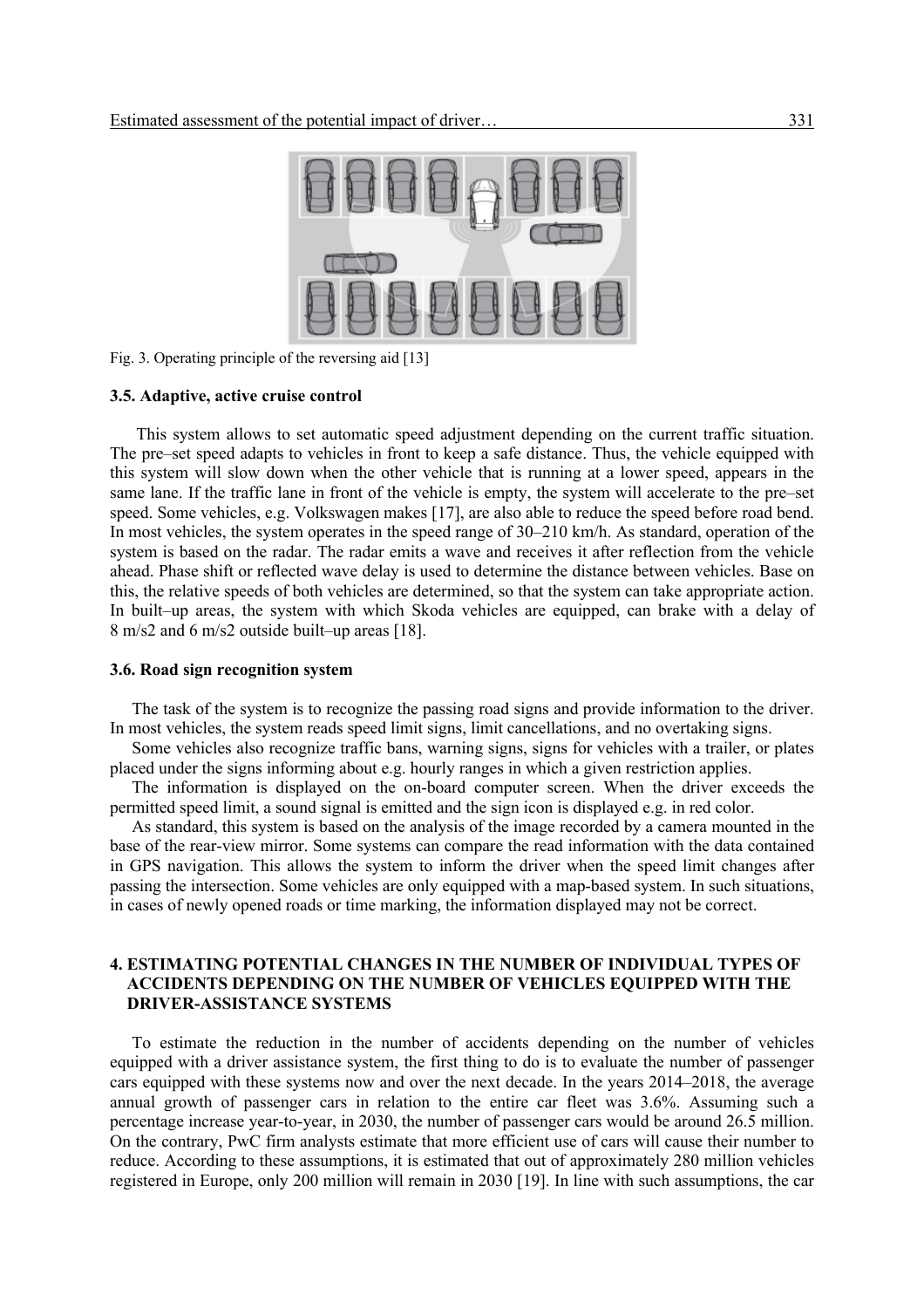Fig. 3. Operating principle of the reversing aid [13]

### 3.5. Adaptive, active cruise control

This system allows to set automatic speed adjustment depending on the current traffic situation. The pre–set speed adapts to vehicles in front to keep a safe distance. Thus, the vehicle equipped with this system will slow down when the other vehicle that is running at a lower speed, appears in the same lane. If the traffic lane in front of the vehicle is empty, the system will accelerate to the pre–set speed. Some vehicles, e.g. Volkswagen makes [17], are also able to reduce the speed before road bend. In most vehicles, the system operates in the speed range of 30–210 km/h. As standard, operation of the system is based on the radar. The radar emits a wave and receives it after reflection from the vehicle ahead. Phase shift or reflected wave delay is used to determine the distance between vehicles. Base on this, the relative speeds of both vehicles are determined, so that the system can take appropriate action. In built–up areas, the system with which Skoda vehicles are equipped, can brake with a delay of 8 m/s2 and 6 m/s2 outside built–up areas [18].

### 3.6. Road sign recognition system

The task of the system is to recognize the passing road signs and provide information to the driver. In most vehicles, the system reads speed limit signs, limit cancellations, and no overtaking signs.

Some vehicles also recognize traffic bans, warning signs, signs for vehicles with a trailer, or plates placed under the signs informing about e.g. hourly ranges in which a given restriction applies.

The information is displayed on the on-board computer screen. When the driver exceeds the permitted speed limit, a sound signal is emitted and the sign icon is displayed e.g. in red color.

As standard, this system is based on the analysis of the image recorded by a camera mounted in the base of the rear-view mirror. Some systems can compare the read information with the data contained in GPS navigation. This allows the system to inform the driver when the speed limit changes after passing the intersection. Some vehicles are only equipped with a map-based system. In such situations, in cases of newly opened roads or time marking, the information displayed may not be correct.

## 4. ESTIMATING POTENTIAL CHANGES IN THE NUMBER OF INDIVIDUAL TYPES OF ACCIDENTS DEPENDING ON THE NUMBER OF VEHICLES EQUIPPED WITH THE DRIVER-ASSISTANCE SYSTEMS

To estimate the reduction in the number of accidents depending on the number of vehicles equipped with a driver assistance system, the first thing to do is to evaluate the number of passenger cars equipped with these systems now and over the next decade. In the years 2014–2018, the average annual growth of passenger cars in relation to the entire car fleet was 3.6%. Assuming such a percentage increase year-to-year, in 2030, the number of passenger cars would be around 26.5 million. On the contrary, PwC firm analysts estimate that more efficient use of cars will cause their number to reduce. According to these assumptions, it is estimated that out of approximately 280 million vehicles registered in Europe, only 200 million will remain in 2030 [19]. In line with such assumptions, the car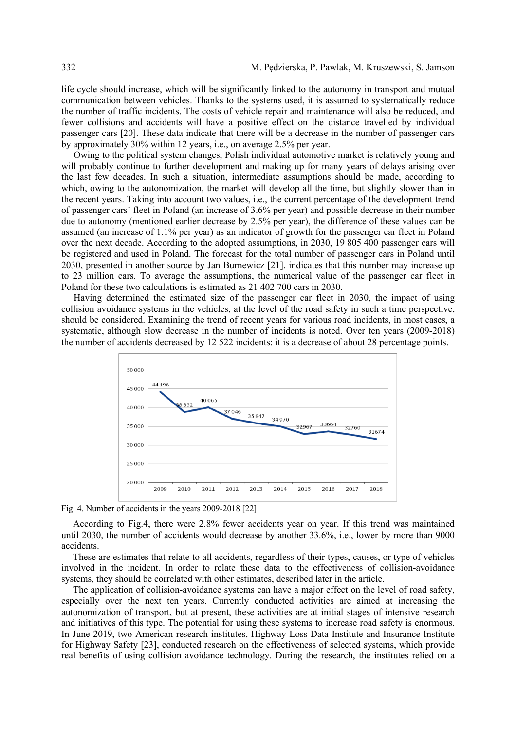life cycle should increase, which will be significantly linked to the autonomy in transport and mutual communication between vehicles. Thanks to the systems used, it is assumed to systematically reduce the number of traffic incidents. The costs of vehicle repair and maintenance will also be reduced, and fewer collisions and accidents will have a positive effect on the distance travelled by individual passenger cars [20]. These data indicate that there will be a decrease in the number of passenger cars by approximately 30% within 12 years, i.e., on average 2.5% per year.

Owing to the political system changes, Polish individual automotive market is relatively young and will probably continue to further development and making up for many years of delays arising over the last few decades. In such a situation, intermediate assumptions should be made, according to which, owing to the autonomization, the market will develop all the time, but slightly slower than in the recent years. Taking into account two values, i.e., the current percentage of the development trend of passenger cars' fleet in Poland (an increase of 3.6% per year) and possible decrease in their number due to autonomy (mentioned earlier decrease by 2.5% per year), the difference of these values can be assumed (an increase of 1.1% per year) as an indicator of growth for the passenger car fleet in Poland over the next decade. According to the adopted assumptions, in 2030, 19 805 400 passenger cars will be registered and used in Poland. The forecast for the total number of passenger cars in Poland until 2030, presented in another source by Jan Burnewicz [21], indicates that this number may increase up to 23 million cars. To average the assumptions, the numerical value of the passenger car fleet in Poland for these two calculations is estimated as 21 402 700 cars in 2030.

Having determined the estimated size of the passenger car fleet in 2030, the impact of using collision avoidance systems in the vehicles, at the level of the road safety in such a time perspective, should be considered. Examining the trend of recent years for various road incidents, in most cases, a systematic, although slow decrease in the number of incidents is noted. Over ten years (2009-2018) the number of accidents decreased by 12 522 incidents; it is a decrease of about 28 percentage points.

| Year | Number of accidents |
|---|---|
| 2009 | 44 196 |
| 2010 | 38 832 |
| 2011 | 40 065 |
| 2012 | 37 046 |
| 2013 | 35 847 |
| 2014 | 34 970 |
| 2015 | 32967 |
| 2016 | 33664 |
| 2017 | 32760 |
| 2018 | 31674 |

Fig. 4. Number of accidents in the years 2009-2018 [22]

According to Fig.4, there were 2.8% fewer accidents year on year. If this trend was maintained until 2030, the number of accidents would decrease by another 33.6%, i.e., lower by more than 9000 accidents.

These are estimates that relate to all accidents, regardless of their types, causes, or type of vehicles involved in the incident. In order to relate these data to the effectiveness of collision-avoidance systems, they should be correlated with other estimates, described later in the article.

The application of collision-avoidance systems can have a major effect on the level of road safety, especially over the next ten years. Currently conducted activities are aimed at increasing the autonomization of transport, but at present, these activities are at initial stages of intensive research and initiatives of this type. The potential for using these systems to increase road safety is enormous. In June 2019, two American research institutes, Highway Loss Data Institute and Insurance Institute for Highway Safety [23], conducted research on the effectiveness of selected systems, which provide real benefits of using collision avoidance technology. During the research, the institutes relied on a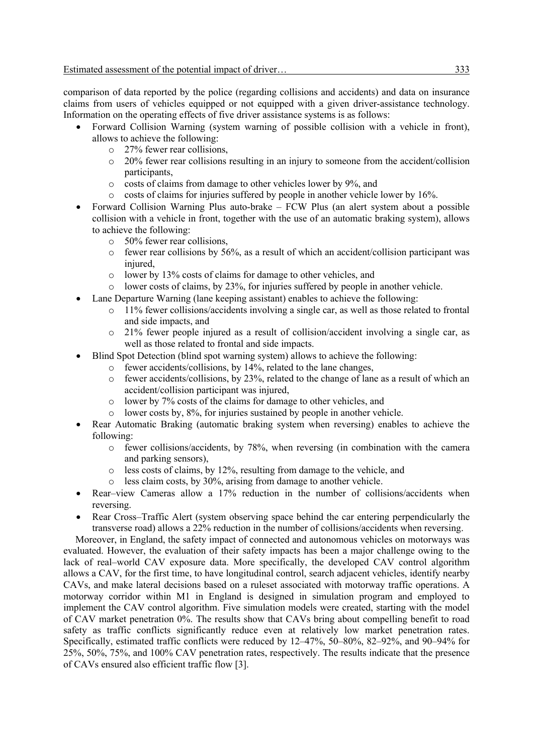comparison of data reported by the police (regarding collisions and accidents) and data on insurance claims from users of vehicles equipped or not equipped with a given driver-assistance technology. Information on the operating effects of five driver assistance systems is as follows:

- Forward Collision Warning (system warning of possible collision with a vehicle in front), allows to achieve the following:
  - 27% fewer rear collisions,
  - 20% fewer rear collisions resulting in an injury to someone from the accident/collision participants,
  - costs of claims from damage to other vehicles lower by 9%, and
  - costs of claims for injuries suffered by people in another vehicle lower by 16%.
- Forward Collision Warning Plus auto-brake – FCW Plus (an alert system about a possible collision with a vehicle in front, together with the use of an automatic braking system), allows to achieve the following:
  - 50% fewer rear collisions,
  - fewer rear collisions by 56%, as a result of which an accident/collision participant was injured,
  - lower by 13% costs of claims for damage to other vehicles, and
  - lower costs of claims, by 23%, for injuries suffered by people in another vehicle.
- Lane Departure Warning (lane keeping assistant) enables to achieve the following:
  - 11% fewer collisions/accidents involving a single car, as well as those related to frontal and side impacts, and
  - 21% fewer people injured as a result of collision/accident involving a single car, as well as those related to frontal and side impacts.
- Blind Spot Detection (blind spot warning system) allows to achieve the following:
  - fewer accidents/collisions, by 14%, related to the lane changes,
  - fewer accidents/collisions, by 23%, related to the change of lane as a result of which an accident/collision participant was injured,
  - lower by 7% costs of the claims for damage to other vehicles, and
  - lower costs by, 8%, for injuries sustained by people in another vehicle.
- Rear Automatic Braking (automatic braking system when reversing) enables to achieve the following:
  - fewer collisions/accidents, by 78%, when reversing (in combination with the camera and parking sensors),
  - less costs of claims, by 12%, resulting from damage to the vehicle, and
  - less claim costs, by 30%, arising from damage to another vehicle.
- Rear–view Cameras allow a 17% reduction in the number of collisions/accidents when reversing.
- Rear Cross–Traffic Alert (system observing space behind the car entering perpendicularly the transverse road) allows a 22% reduction in the number of collisions/accidents when reversing.

Moreover, in England, the safety impact of connected and autonomous vehicles on motorways was evaluated. However, the evaluation of their safety impacts has been a major challenge owing to the lack of real–world CAV exposure data. More specifically, the developed CAV control algorithm allows a CAV, for the first time, to have longitudinal control, search adjacent vehicles, identify nearby CAVs, and make lateral decisions based on a ruleset associated with motorway traffic operations. A motorway corridor within M1 in England is designed in simulation program and employed to implement the CAV control algorithm. Five simulation models were created, starting with the model of CAV market penetration 0%. The results show that CAVs bring about compelling benefit to road safety as traffic conflicts significantly reduce even at relatively low market penetration rates. Specifically, estimated traffic conflicts were reduced by 12–47%, 50–80%, 82–92%, and 90–94% for 25%, 50%, 75%, and 100% CAV penetration rates, respectively. The results indicate that the presence of CAVs ensured also efficient traffic flow [3].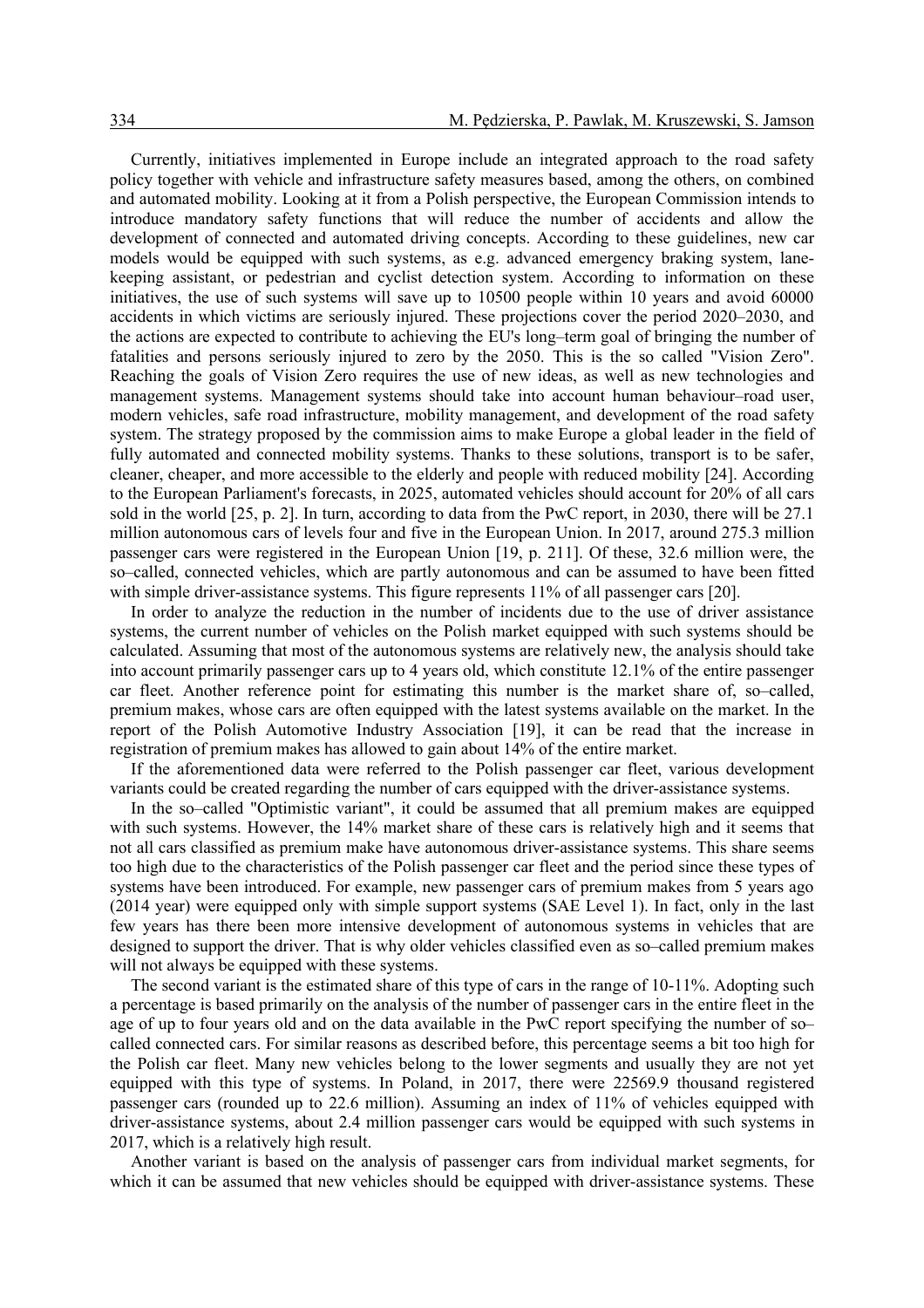Currently, initiatives implemented in Europe include an integrated approach to the road safety policy together with vehicle and infrastructure safety measures based, among the others, on combined and automated mobility. Looking at it from a Polish perspective, the European Commission intends to introduce mandatory safety functions that will reduce the number of accidents and allow the development of connected and automated driving concepts. According to these guidelines, new car models would be equipped with such systems, as e.g. advanced emergency braking system, lane-keeping assistant, or pedestrian and cyclist detection system. According to information on these initiatives, the use of such systems will save up to 10500 people within 10 years and avoid 60000 accidents in which victims are seriously injured. These projections cover the period 2020–2030, and the actions are expected to contribute to achieving the EU's long–term goal of bringing the number of fatalities and persons seriously injured to zero by the 2050. This is the so called "Vision Zero". Reaching the goals of Vision Zero requires the use of new ideas, as well as new technologies and management systems. Management systems should take into account human behaviour–road user, modern vehicles, safe road infrastructure, mobility management, and development of the road safety system. The strategy proposed by the commission aims to make Europe a global leader in the field of fully automated and connected mobility systems. Thanks to these solutions, transport is to be safer, cleaner, cheaper, and more accessible to the elderly and people with reduced mobility [24]. According to the European Parliament's forecasts, in 2025, automated vehicles should account for 20% of all cars sold in the world [25, p. 2]. In turn, according to data from the PwC report, in 2030, there will be 27.1 million autonomous cars of levels four and five in the European Union. In 2017, around 275.3 million passenger cars were registered in the European Union [19, p. 211]. Of these, 32.6 million were, the so–called, connected vehicles, which are partly autonomous and can be assumed to have been fitted with simple driver-assistance systems. This figure represents 11% of all passenger cars [20].

In order to analyze the reduction in the number of incidents due to the use of driver assistance systems, the current number of vehicles on the Polish market equipped with such systems should be calculated. Assuming that most of the autonomous systems are relatively new, the analysis should take into account primarily passenger cars up to 4 years old, which constitute 12.1% of the entire passenger car fleet. Another reference point for estimating this number is the market share of, so–called, premium makes, whose cars are often equipped with the latest systems available on the market. In the report of the Polish Automotive Industry Association [19], it can be read that the increase in registration of premium makes has allowed to gain about 14% of the entire market.

If the aforementioned data were referred to the Polish passenger car fleet, various development variants could be created regarding the number of cars equipped with the driver-assistance systems.

In the so–called "Optimistic variant", it could be assumed that all premium makes are equipped with such systems. However, the 14% market share of these cars is relatively high and it seems that not all cars classified as premium make have autonomous driver-assistance systems. This share seems too high due to the characteristics of the Polish passenger car fleet and the period since these types of systems have been introduced. For example, new passenger cars of premium makes from 5 years ago (2014 year) were equipped only with simple support systems (SAE Level 1). In fact, only in the last few years has there been more intensive development of autonomous systems in vehicles that are designed to support the driver. That is why older vehicles classified even as so–called premium makes will not always be equipped with these systems.

The second variant is the estimated share of this type of cars in the range of 10-11%. Adopting such a percentage is based primarily on the analysis of the number of passenger cars in the entire fleet in the age of up to four years old and on the data available in the PwC report specifying the number of so–called connected cars. For similar reasons as described before, this percentage seems a bit too high for the Polish car fleet. Many new vehicles belong to the lower segments and usually they are not yet equipped with this type of systems. In Poland, in 2017, there were 22569.9 thousand registered passenger cars (rounded up to 22.6 million). Assuming an index of 11% of vehicles equipped with driver-assistance systems, about 2.4 million passenger cars would be equipped with such systems in 2017, which is a relatively high result.

Another variant is based on the analysis of passenger cars from individual market segments, for which it can be assumed that new vehicles should be equipped with driver-assistance systems. These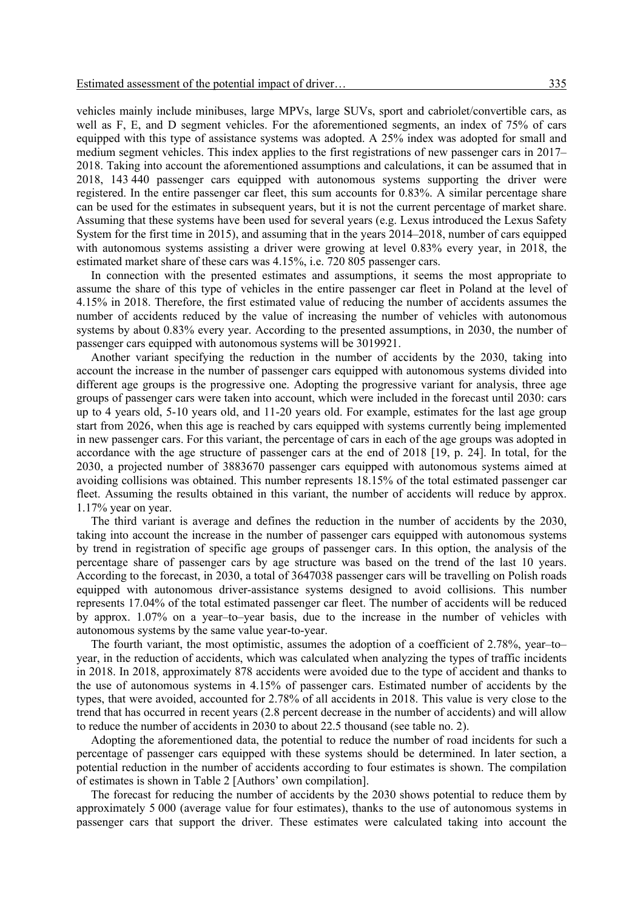vehicles mainly include minibuses, large MPVs, large SUVs, sport and cabriolet/convertible cars, as well as F, E, and D segment vehicles. For the aforementioned segments, an index of 75% of cars equipped with this type of assistance systems was adopted. A 25% index was adopted for small and medium segment vehicles. This index applies to the first registrations of new passenger cars in 2017–2018. Taking into account the aforementioned assumptions and calculations, it can be assumed that in 2018, 143 440 passenger cars equipped with autonomous systems supporting the driver were registered. In the entire passenger car fleet, this sum accounts for 0.83%. A similar percentage share can be used for the estimates in subsequent years, but it is not the current percentage of market share. Assuming that these systems have been used for several years (e.g. Lexus introduced the Lexus Safety System for the first time in 2015), and assuming that in the years 2014–2018, number of cars equipped with autonomous systems assisting a driver were growing at level 0.83% every year, in 2018, the estimated market share of these cars was 4.15%, i.e. 720 805 passenger cars.

In connection with the presented estimates and assumptions, it seems the most appropriate to assume the share of this type of vehicles in the entire passenger car fleet in Poland at the level of 4.15% in 2018. Therefore, the first estimated value of reducing the number of accidents assumes the number of accidents reduced by the value of increasing the number of vehicles with autonomous systems by about 0.83% every year. According to the presented assumptions, in 2030, the number of passenger cars equipped with autonomous systems will be 3019921.

Another variant specifying the reduction in the number of accidents by the 2030, taking into account the increase in the number of passenger cars equipped with autonomous systems divided into different age groups is the progressive one. Adopting the progressive variant for analysis, three age groups of passenger cars were taken into account, which were included in the forecast until 2030: cars up to 4 years old, 5-10 years old, and 11-20 years old. For example, estimates for the last age group start from 2026, when this age is reached by cars equipped with systems currently being implemented in new passenger cars. For this variant, the percentage of cars in each of the age groups was adopted in accordance with the age structure of passenger cars at the end of 2018 [19, p. 24]. In total, for the 2030, a projected number of 3883670 passenger cars equipped with autonomous systems aimed at avoiding collisions was obtained. This number represents 18.15% of the total estimated passenger car fleet. Assuming the results obtained in this variant, the number of accidents will reduce by approx. 1.17% year on year.

The third variant is average and defines the reduction in the number of accidents by the 2030, taking into account the increase in the number of passenger cars equipped with autonomous systems by trend in registration of specific age groups of passenger cars. In this option, the analysis of the percentage share of passenger cars by age structure was based on the trend of the last 10 years. According to the forecast, in 2030, a total of 3647038 passenger cars will be travelling on Polish roads equipped with autonomous driver-assistance systems designed to avoid collisions. This number represents 17.04% of the total estimated passenger car fleet. The number of accidents will be reduced by approx. 1.07% on a year–to–year basis, due to the increase in the number of vehicles with autonomous systems by the same value year-to-year.

The fourth variant, the most optimistic, assumes the adoption of a coefficient of 2.78%, year–to–year, in the reduction of accidents, which was calculated when analyzing the types of traffic incidents in 2018. In 2018, approximately 878 accidents were avoided due to the type of accident and thanks to the use of autonomous systems in 4.15% of passenger cars. Estimated number of accidents by the types, that were avoided, accounted for 2.78% of all accidents in 2018. This value is very close to the trend that has occurred in recent years (2.8 percent decrease in the number of accidents) and will allow to reduce the number of accidents in 2030 to about 22.5 thousand (see table no. 2).

Adopting the aforementioned data, the potential to reduce the number of road incidents for such a percentage of passenger cars equipped with these systems should be determined. In later section, a potential reduction in the number of accidents according to four estimates is shown. The compilation of estimates is shown in Table 2 [Authors' own compilation].

The forecast for reducing the number of accidents by the 2030 shows potential to reduce them by approximately 5 000 (average value for four estimates), thanks to the use of autonomous systems in passenger cars that support the driver. These estimates were calculated taking into account the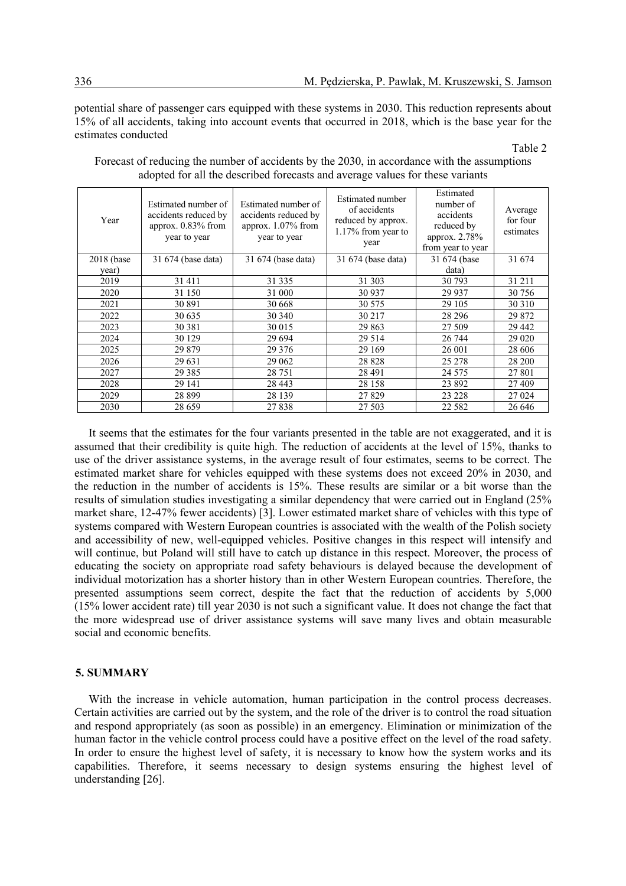potential share of passenger cars equipped with these systems in 2030. This reduction represents about 15% of all accidents, taking into account events that occurred in 2018, which is the base year for the estimates conducted

Table 2

Forecast of reducing the number of accidents by the 2030, in accordance with the assumptions adopted for all the described forecasts and average values for these variants

| Year | Estimated number of accidents reduced by approx. 0.83% from year to year | Estimated number of accidents reduced by approx. 1.07% from year to year | Estimated number of accidents reduced by approx. 1.17% from year to year | Estimated number of accidents reduced by approx. 2.78% from year to year | Average for four estimates |
|---|---|---|---|---|---|
| 2018 (base year) | 31 674 (base data) | 31 674 (base data) | 31 674 (base data) | 31 674 (base data) | 31 674 |
| 2019 | 31 411 | 31 335 | 31 303 | 30 793 | 31 211 |
| 2020 | 31 150 | 31 000 | 30 937 | 29 937 | 30 756 |
| 2021 | 30 891 | 30 668 | 30 575 | 29 105 | 30 310 |
| 2022 | 30 635 | 30 340 | 30 217 | 28 296 | 29 872 |
| 2023 | 30 381 | 30 015 | 29 863 | 27 509 | 29 442 |
| 2024 | 30 129 | 29 694 | 29 514 | 26 744 | 29 020 |
| 2025 | 29 879 | 29 376 | 29 169 | 26 001 | 28 606 |
| 2026 | 29 631 | 29 062 | 28 828 | 25 278 | 28 200 |
| 2027 | 29 385 | 28 751 | 28 491 | 24 575 | 27 801 |
| 2028 | 29 141 | 28 443 | 28 158 | 23 892 | 27 409 |
| 2029 | 28 899 | 28 139 | 27 829 | 23 228 | 27 024 |
| 2030 | 28 659 | 27 838 | 27 503 | 22 582 | 26 646 |

It seems that the estimates for the four variants presented in the table are not exaggerated, and it is assumed that their credibility is quite high. The reduction of accidents at the level of 15%, thanks to use of the driver assistance systems, in the average result of four estimates, seems to be correct. The estimated market share for vehicles equipped with these systems does not exceed 20% in 2030, and the reduction in the number of accidents is 15%. These results are similar or a bit worse than the results of simulation studies investigating a similar dependency that were carried out in England (25% market share, 12-47% fewer accidents) [3]. Lower estimated market share of vehicles with this type of systems compared with Western European countries is associated with the wealth of the Polish society and accessibility of new, well-equipped vehicles. Positive changes in this respect will intensify and will continue, but Poland will still have to catch up distance in this respect. Moreover, the process of educating the society on appropriate road safety behaviours is delayed because the development of individual motorization has a shorter history than in other Western European countries. Therefore, the presented assumptions seem correct, despite the fact that the reduction of accidents by 5,000 (15% lower accident rate) till year 2030 is not such a significant value. It does not change the fact that the more widespread use of driver assistance systems will save many lives and obtain measurable social and economic benefits.

## 5. SUMMARY

With the increase in vehicle automation, human participation in the control process decreases. Certain activities are carried out by the system, and the role of the driver is to control the road situation and respond appropriately (as soon as possible) in an emergency. Elimination or minimization of the human factor in the vehicle control process could have a positive effect on the level of the road safety. In order to ensure the highest level of safety, it is necessary to know how the system works and its capabilities. Therefore, it seems necessary to design systems ensuring the highest level of understanding [26].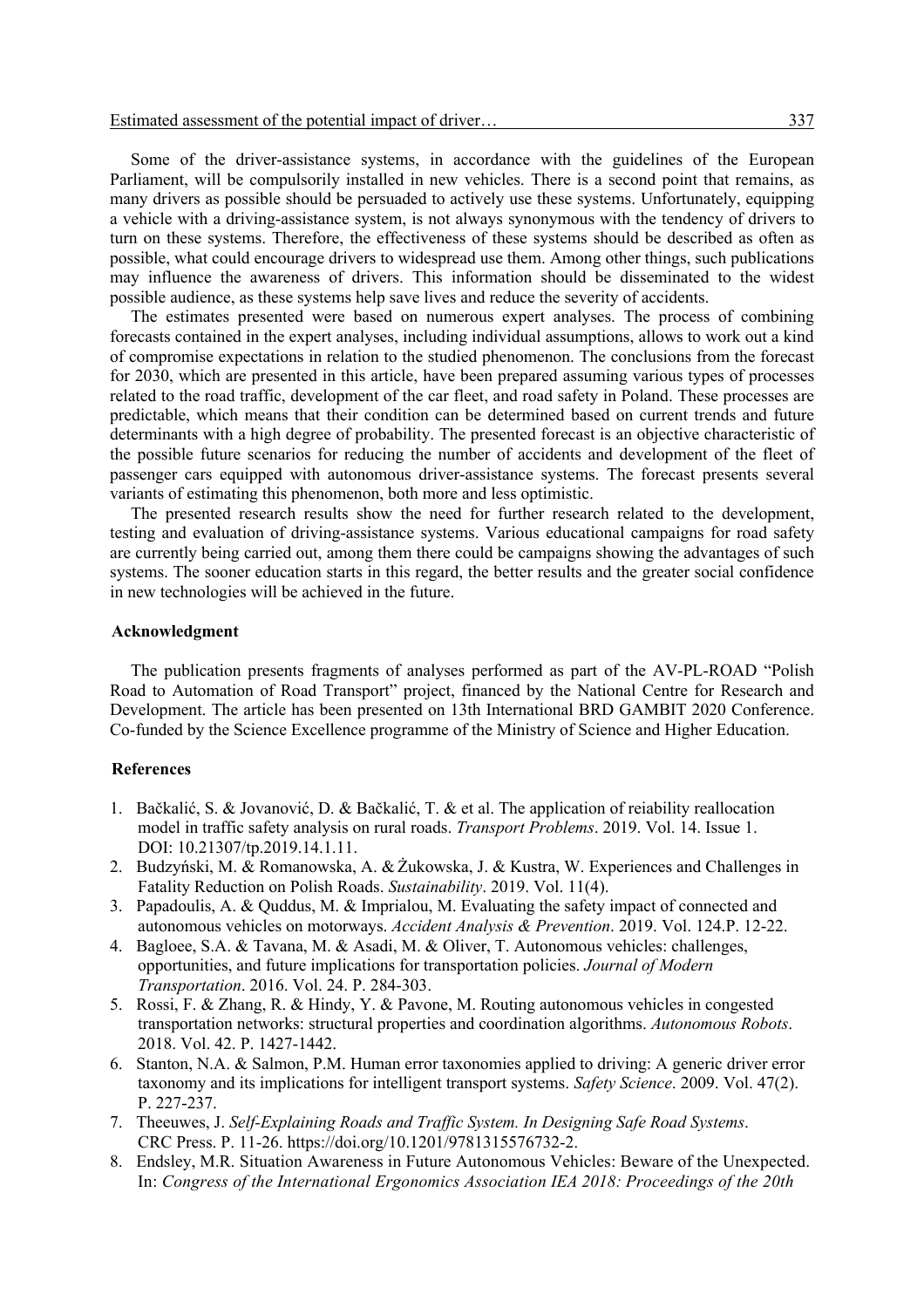Some of the driver-assistance systems, in accordance with the guidelines of the European Parliament, will be compulsorily installed in new vehicles. There is a second point that remains, as many drivers as possible should be persuaded to actively use these systems. Unfortunately, equipping a vehicle with a driving-assistance system, is not always synonymous with the tendency of drivers to turn on these systems. Therefore, the effectiveness of these systems should be described as often as possible, what could encourage drivers to widespread use them. Among other things, such publications may influence the awareness of drivers. This information should be disseminated to the widest possible audience, as these systems help save lives and reduce the severity of accidents.

The estimates presented were based on numerous expert analyses. The process of combining forecasts contained in the expert analyses, including individual assumptions, allows to work out a kind of compromise expectations in relation to the studied phenomenon. The conclusions from the forecast for 2030, which are presented in this article, have been prepared assuming various types of processes related to the road traffic, development of the car fleet, and road safety in Poland. These processes are predictable, which means that their condition can be determined based on current trends and future determinants with a high degree of probability. The presented forecast is an objective characteristic of the possible future scenarios for reducing the number of accidents and development of the fleet of passenger cars equipped with autonomous driver-assistance systems. The forecast presents several variants of estimating this phenomenon, both more and less optimistic.

The presented research results show the need for further research related to the development, testing and evaluation of driving-assistance systems. Various educational campaigns for road safety are currently being carried out, among them there could be campaigns showing the advantages of such systems. The sooner education starts in this regard, the better results and the greater social confidence in new technologies will be achieved in the future.

## Acknowledgment

The publication presents fragments of analyses performed as part of the AV-PL-ROAD "Polish Road to Automation of Road Transport" project, financed by the National Centre for Research and Development. The article has been presented on 13th International BRD GAMBIT 2020 Conference. Co-funded by the Science Excellence programme of the Ministry of Science and Higher Education.

## References

1. Bačkalić, S. & Jovanović, D. & Bačkalić, T. & et al. The application of reiability reallocation model in traffic safety analysis on rural roads. *Transport Problems*. 2019. Vol. 14. Issue 1. DOI: 10.21307/tp.2019.14.1.11.
2. Budzyński, M. & Romanowska, A. & Żukowska, J. & Kustra, W. Experiences and Challenges in Fatality Reduction on Polish Roads. *Sustainability*. 2019. Vol. 11(4).
3. Papadoulis, A. & Quddus, M. & Imprialou, M. Evaluating the safety impact of connected and autonomous vehicles on motorways. *Accident Analysis & Prevention*. 2019. Vol. 124.P. 12-22.
4. Bagloee, S.A. & Tavana, M. & Asadi, M. & Oliver, T. Autonomous vehicles: challenges, opportunities, and future implications for transportation policies. *Journal of Modern Transportation*. 2016. Vol. 24. P. 284-303.
5. Rossi, F. & Zhang, R. & Hindy, Y. & Pavone, M. Routing autonomous vehicles in congested transportation networks: structural properties and coordination algorithms. *Autonomous Robots*. 2018. Vol. 42. P. 1427-1442.
6. Stanton, N.A. & Salmon, P.M. Human error taxonomies applied to driving: A generic driver error taxonomy and its implications for intelligent transport systems. *Safety Science*. 2009. Vol. 47(2). P. 227-237.
7. Theeuwes, J. *Self-Explaining Roads and Traffic System. In Designing Safe Road Systems*. CRC Press. P. 11-26. https://doi.org/10.1201/9781315576732-2.
8. Endsley, M.R. Situation Awareness in Future Autonomous Vehicles: Beware of the Unexpected. In: *Congress of the International Ergonomics Association IEA 2018: Proceedings of the 20th*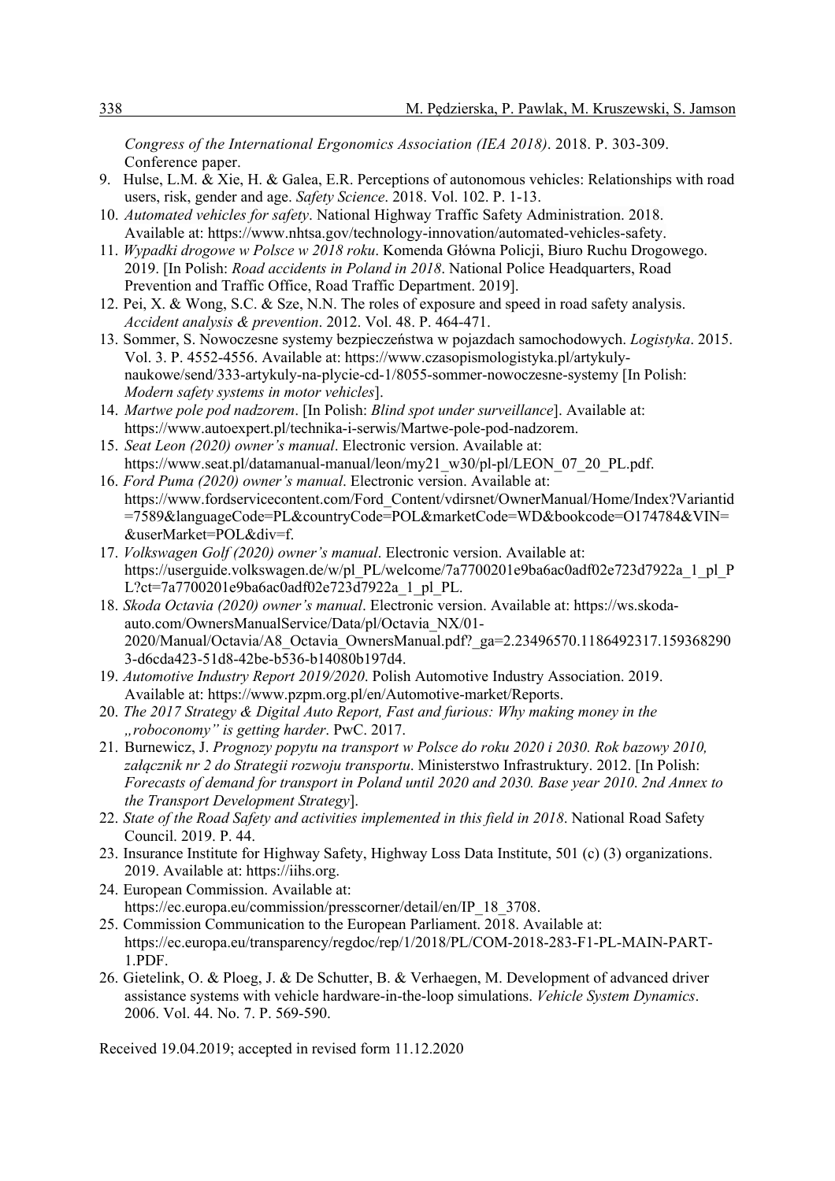*Congress of the International Ergonomics Association (IEA 2018)*. 2018. P. 303-309. Conference paper.

9. Hulse, L.M. & Xie, H. & Galea, E.R. Perceptions of autonomous vehicles: Relationships with road users, risk, gender and age. *Safety Science*. 2018. Vol. 102. P. 1-13.
10. *Automated vehicles for safety*. National Highway Traffic Safety Administration. 2018. Available at: https://www.nhtsa.gov/technology-innovation/automated-vehicles-safety.
11. *Wypadki drogowe w Polsce w 2018 roku*. Komenda Główna Policji, Biuro Ruchu Drogowego. 2019. [In Polish: *Road accidents in Poland in 2018*. National Police Headquarters, Road Prevention and Traffic Office, Road Traffic Department. 2019].
12. Pei, X. & Wong, S.C. & Sze, N.N. The roles of exposure and speed in road safety analysis. *Accident analysis & prevention*. 2012. Vol. 48. P. 464-471.
13. Sommer, S. Nowoczesne systemy bezpieczeństwa w pojazdach samochodowych. *Logistyka*. 2015. Vol. 3. P. 4552-4556. Available at: https://www.czasopismologistyka.pl/artykuly-naukowe/send/333-artykuly-na-plycie-cd-1/8055-sommer-nowoczesne-systemy [In Polish: *Modern safety systems in motor vehicles*].
14. *Martwe pole pod nadzorem*. [In Polish: *Blind spot under surveillance*]. Available at: https://www.autoexpert.pl/technika-i-serwis/Martwe-pole-pod-nadzorem.
15. *Seat Leon (2020) owner's manual*. Electronic version. Available at: https://www.seat.pl/datamanual-manual/leon/my21_w30/pl-pl/LEON_07_20_PL.pdf.
16. *Ford Puma (2020) owner's manual*. Electronic version. Available at: https://www.fordservicecontent.com/Ford_Content/vdirsnet/OwnerManual/Home/Index?Variantid=7589&languageCode=PL&countryCode=POL&marketCode=WD&bookcode=O174784&VIN=&userMarket=POL&div=f.
17. *Volkswagen Golf (2020) owner's manual*. Electronic version. Available at: https://userguide.volkswagen.de/w/pl_PL/welcome/7a7700201e9ba6ac0adf02e723d7922a_1_pl_PL?ct=7a7700201e9ba6ac0adf02e723d7922a_1_pl_PL.
18. *Skoda Octavia (2020) owner's manual*. Electronic version. Available at: https://ws.skoda-auto.com/OwnersManualService/Data/pl/Octavia_NX/01-2020/Manual/Octavia/A8_Octavia_OwnersManual.pdf?_ga=2.23496570.1186492317.1593682903-d6cda423-51d8-42be-b536-b14080b197d4.
19. *Automotive Industry Report 2019/2020*. Polish Automotive Industry Association. 2019. Available at: https://www.pzpm.org.pl/en/Automotive-market/Reports.
20. *The 2017 Strategy & Digital Auto Report, Fast and furious: Why making money in the „roboconomy" is getting harder*. PwC. 2017.
21. Burnewicz, J. *Prognozy popytu na transport w Polsce do roku 2020 i 2030. Rok bazowy 2010, załącznik nr 2 do Strategii rozwoju transportu*. Ministerstwo Infrastruktury. 2012. [In Polish: *Forecasts of demand for transport in Poland until 2020 and 2030. Base year 2010. 2nd Annex to the Transport Development Strategy*].
22. *State of the Road Safety and activities implemented in this field in 2018*. National Road Safety Council. 2019. P. 44.
23. Insurance Institute for Highway Safety, Highway Loss Data Institute, 501 (c) (3) organizations. 2019. Available at: https://iihs.org.
24. European Commission. Available at: https://ec.europa.eu/commission/presscorner/detail/en/IP_18_3708.
25. Commission Communication to the European Parliament. 2018. Available at: https://ec.europa.eu/transparency/regdoc/rep/1/2018/PL/COM-2018-283-F1-PL-MAIN-PART-1.PDF.
26. Gietelink, O. & Ploeg, J. & De Schutter, B. & Verhaegen, M. Development of advanced driver assistance systems with vehicle hardware-in-the-loop simulations. *Vehicle System Dynamics*. 2006. Vol. 44. No. 7. P. 569-590.

Received 19.04.2019; accepted in revised form 11.12.2020